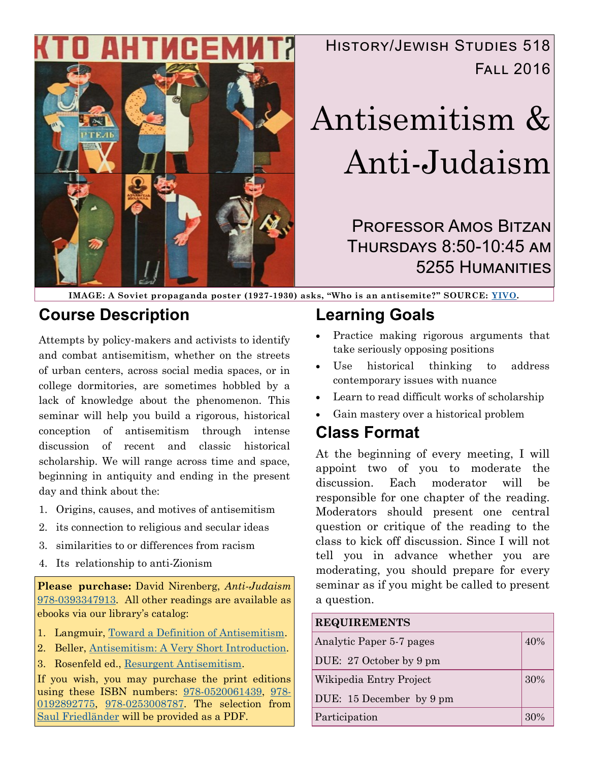History/Jewish Studies 518
Fall 2016

# Antisemitism & Anti-Judaism

Professor Amos Bitzan
Thursdays 8:50-10:45 am
5255 Humanities

**IMAGE: A Soviet propaganda poster (1927-1930) asks, "Who is an antisemite?" SOURCE: YIVO.**

## Course Description

Attempts by policy-makers and activists to identify and combat antisemitism, whether on the streets of urban centers, across social media spaces, or in college dormitories, are sometimes hobbled by a lack of knowledge about the phenomenon. This seminar will help you build a rigorous, historical conception of antisemitism through intense discussion of recent and classic historical scholarship. We will range across time and space, beginning in antiquity and ending in the present day and think about the:

1. Origins, causes, and motives of antisemitism
2. its connection to religious and secular ideas
3. similarities to or differences from racism
4. Its relationship to anti-Zionism

**Please purchase:** David Nirenberg, *Anti-Judaism* 978-0393347913. All other readings are available as ebooks via our library's catalog:

1. Langmuir, Toward a Definition of Antisemitism.
2. Beller, Antisemitism: A Very Short Introduction.
3. Rosenfeld ed., Resurgent Antisemitism.

If you wish, you may purchase the print editions using these ISBN numbers: 978-0520061439, 978-0192892775, 978-0253008787. The selection from Saul Friedländer will be provided as a PDF.

## Learning Goals

- Practice making rigorous arguments that take seriously opposing positions
- Use historical thinking to address contemporary issues with nuance
- Learn to read difficult works of scholarship
- Gain mastery over a historical problem

## Class Format

At the beginning of every meeting, I will appoint two of you to moderate the discussion. Each moderator will be responsible for one chapter of the reading. Moderators should present one central question or critique of the reading to the class to kick off discussion. Since I will not tell you in advance whether you are moderating, you should prepare for every seminar as if you might be called to present a question.

| **REQUIREMENTS** | |
|---|---|
| Analytic Paper 5-7 pages<br>DUE: 27 October by 9 pm | 40% |
| Wikipedia Entry Project<br>DUE: 15 December by 9 pm | 30% |
| Participation | 30% |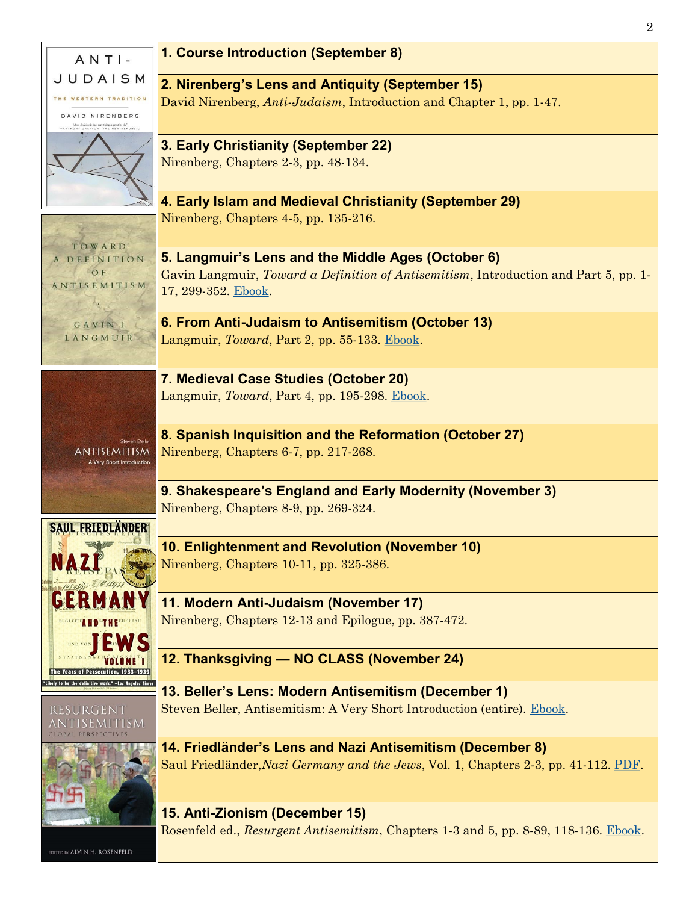**1. Course Introduction (September 8)**

**2. Nirenberg's Lens and Antiquity (September 15)**
David Nirenberg, *Anti-Judaism*, Introduction and Chapter 1, pp. 1-47.

**3. Early Christianity (September 22)**
Nirenberg, Chapters 2-3, pp. 48-134.

**4. Early Islam and Medieval Christianity (September 29)**
Nirenberg, Chapters 4-5, pp. 135-216.

**5. Langmuir's Lens and the Middle Ages (October 6)**
Gavin Langmuir, *Toward a Definition of Antisemitism*, Introduction and Part 5, pp. 1-17, 299-352. Ebook.

**6. From Anti-Judaism to Antisemitism (October 13)**
Langmuir, *Toward*, Part 2, pp. 55-133. Ebook.

**7. Medieval Case Studies (October 20)**
Langmuir, *Toward*, Part 4, pp. 195-298. Ebook.

**8. Spanish Inquisition and the Reformation (October 27)**
Nirenberg, Chapters 6-7, pp. 217-268.

**9. Shakespeare's England and Early Modernity (November 3)**
Nirenberg, Chapters 8-9, pp. 269-324.

**10. Enlightenment and Revolution (November 10)**
Nirenberg, Chapters 10-11, pp. 325-386.

**11. Modern Anti-Judaism (November 17)**
Nirenberg, Chapters 12-13 and Epilogue, pp. 387-472.

**12. Thanksgiving — NO CLASS (November 24)**

**13. Beller's Lens: Modern Antisemitism (December 1)**
Steven Beller, Antisemitism: A Very Short Introduction (entire). Ebook.

**14. Friedländer's Lens and Nazi Antisemitism (December 8)**
Saul Friedländer, *Nazi Germany and the Jews*, Vol. 1, Chapters 2-3, pp. 41-112. PDF.

**15. Anti-Zionism (December 15)**
Rosenfeld ed., *Resurgent Antisemitism*, Chapters 1-3 and 5, pp. 8-89, 118-136. Ebook.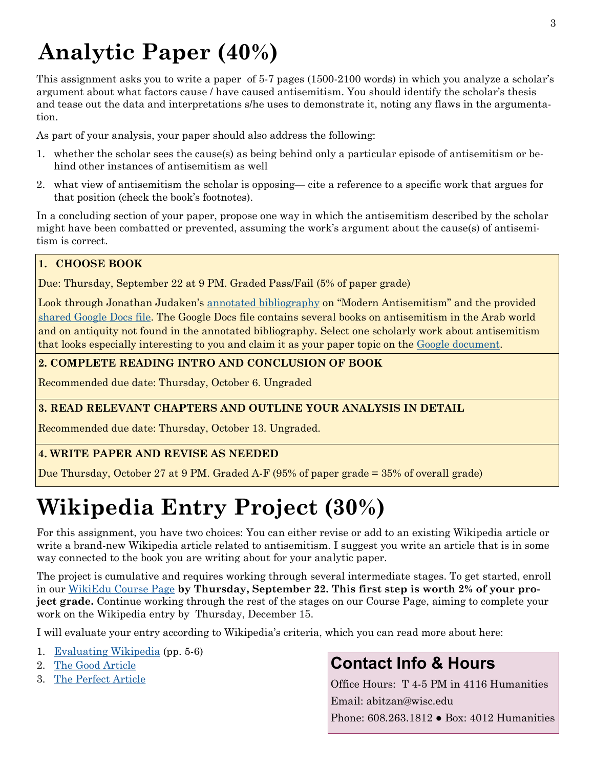# Analytic Paper (40%)

This assignment asks you to write a paper of 5-7 pages (1500-2100 words) in which you analyze a scholar's argument about what factors cause / have caused antisemitism. You should identify the scholar's thesis and tease out the data and interpretations s/he uses to demonstrate it, noting any flaws in the argumentation.

As part of your analysis, your paper should also address the following:

1. whether the scholar sees the cause(s) as being behind only a particular episode of antisemitism or behind other instances of antisemitism as well
2. what view of antisemitism the scholar is opposing— cite a reference to a specific work that argues for that position (check the book's footnotes).

In a concluding section of your paper, propose one way in which the antisemitism described by the scholar might have been combatted or prevented, assuming the work's argument about the cause(s) of antisemitism is correct.

**1. CHOOSE BOOK**

Due: Thursday, September 22 at 9 PM. Graded Pass/Fail (5% of paper grade)

Look through Jonathan Judaken's annotated bibliography on "Modern Antisemitism" and the provided shared Google Docs file. The Google Docs file contains several books on antisemitism in the Arab world and on antiquity not found in the annotated bibliography. Select one scholarly work about antisemitism that looks especially interesting to you and claim it as your paper topic on the Google document.

**2. COMPLETE READING INTRO AND CONCLUSION OF BOOK**

Recommended due date: Thursday, October 6. Ungraded

**3. READ RELEVANT CHAPTERS AND OUTLINE YOUR ANALYSIS IN DETAIL**

Recommended due date: Thursday, October 13. Ungraded.

**4. WRITE PAPER AND REVISE AS NEEDED**

Due Thursday, October 27 at 9 PM. Graded A-F (95% of paper grade = 35% of overall grade)

# Wikipedia Entry Project (30%)

For this assignment, you have two choices: You can either revise or add to an existing Wikipedia article or write a brand-new Wikipedia article related to antisemitism. I suggest you write an article that is in some way connected to the book you are writing about for your analytic paper.

The project is cumulative and requires working through several intermediate stages. To get started, enroll in our WikiEdu Course Page **by Thursday, September 22. This first step is worth 2% of your project grade.** Continue working through the rest of the stages on our Course Page, aiming to complete your work on the Wikipedia entry by Thursday, December 15.

I will evaluate your entry according to Wikipedia's criteria, which you can read more about here:

1. Evaluating Wikipedia (pp. 5-6)
2. The Good Article
3. The Perfect Article

## Contact Info & Hours

Office Hours: T 4-5 PM in 4116 Humanities

Email: abitzan@wisc.edu

Phone: 608.263.1812 ● Box: 4012 Humanities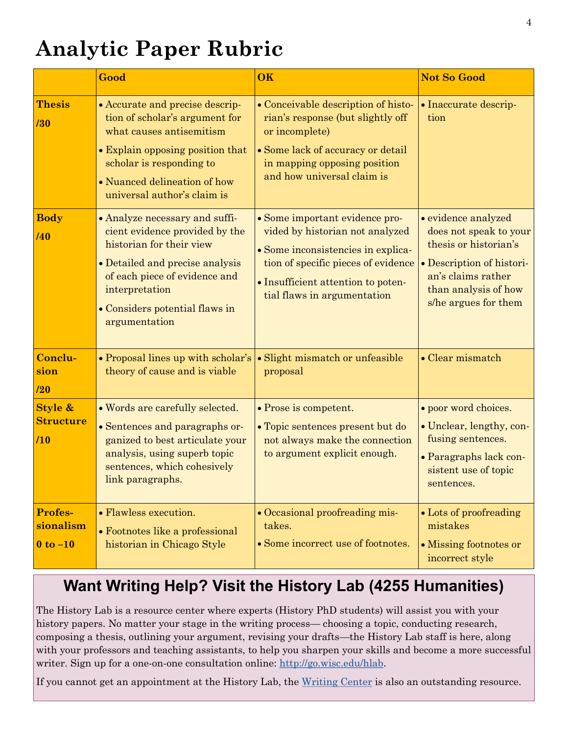# Analytic Paper Rubric

| | Good | OK | Not So Good |
|---|---|---|---|
| **Thesis /30** | • Accurate and precise description of scholar's argument for what causes antisemitism<br>• Explain opposing position that scholar is responding to<br>• Nuanced delineation of how universal author's claim is | • Conceivable description of historian's response (but slightly off or incomplete)<br>• Some lack of accuracy or detail in mapping opposing position and how universal claim is | • Inaccurate description |
| **Body /40** | • Analyze necessary and sufficient evidence provided by the historian for their view<br>• Detailed and precise analysis of each piece of evidence and interpretation<br>• Considers potential flaws in argumentation | • Some important evidence provided by historian not analyzed<br>• Some inconsistencies in explication of specific pieces of evidence<br>• Insufficient attention to potential flaws in argumentation | • evidence analyzed does not speak to your thesis or historian's<br>• Description of historian's claims rather than analysis of how s/he argues for them |
| **Conclusion /20** | • Proposal lines up with scholar's theory of cause and is viable | • Slight mismatch or unfeasible proposal | • Clear mismatch |
| **Style & Structure /10** | • Words are carefully selected.<br>• Sentences and paragraphs organized to best articulate your analysis, using superb topic sentences, which cohesively link paragraphs. | • Prose is competent.<br>• Topic sentences present but do not always make the connection to argument explicit enough. | • poor word choices.<br>• Unclear, lengthy, confusing sentences.<br>• Paragraphs lack consistent use of topic sentences. |
| **Professionalism 0 to –10** | • Flawless execution.<br>• Footnotes like a professional historian in Chicago Style | • Occasional proofreading mistakes.<br>• Some incorrect use of footnotes. | • Lots of proofreading mistakes<br>• Missing footnotes or incorrect style |

## Want Writing Help? Visit the History Lab (4255 Humanities)

The History Lab is a resource center where experts (History PhD students) will assist you with your history papers. No matter your stage in the writing process— choosing a topic, conducting research, composing a thesis, outlining your argument, revising your drafts—the History Lab staff is here, along with your professors and teaching assistants, to help you sharpen your skills and become a more successful writer. Sign up for a one-on-one consultation online: http://go.wisc.edu/hlab.

If you cannot get an appointment at the History Lab, the Writing Center is also an outstanding resource.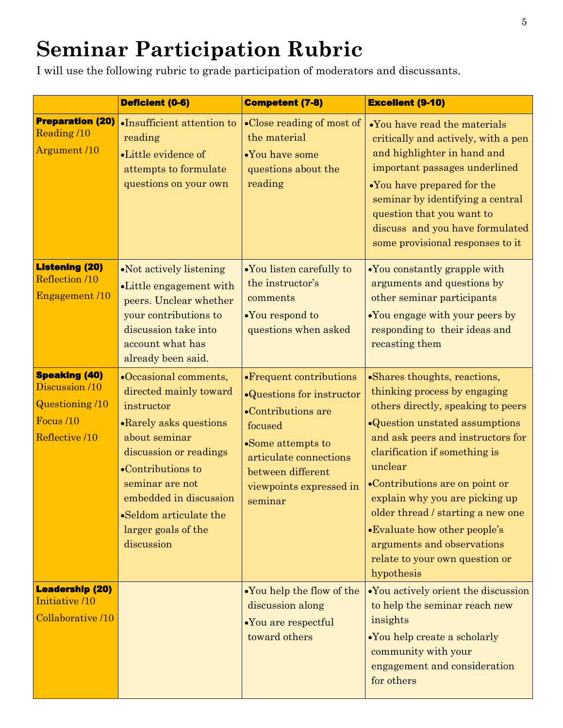# Seminar Participation Rubric

I will use the following rubric to grade participation of moderators and discussants.

| | **Deficient (0-6)** | **Competent (7-8)** | **Excellent (9-10)** |
|---|---|---|---|
| **Preparation (20)**<br>Reading /10<br>Argument /10 | •Insufficient attention to reading<br>•Little evidence of attempts to formulate questions on your own | •Close reading of most of the material<br>•You have some questions about the reading | •You have read the materials critically and actively, with a pen and highlighter in hand and important passages underlined<br>•You have prepared for the seminar by identifying a central question that you want to discuss and you have formulated some provisional responses to it |
| **Listening (20)**<br>Reflection /10<br>Engagement /10 | •Not actively listening<br>•Little engagement with peers. Unclear whether your contributions to discussion take into account what has already been said. | •You listen carefully to the instructor's comments<br>•You respond to questions when asked | •You constantly grapple with arguments and questions by other seminar participants<br>•You engage with your peers by responding to their ideas and recasting them |
| **Speaking (40)**<br>Discussion /10<br>Questioning /10<br>Focus /10<br>Reflective /10 | •Occasional comments, directed mainly toward instructor<br>•Rarely asks questions about seminar discussion or readings<br>•Contributions to seminar are not embedded in discussion<br>•Seldom articulate the larger goals of the discussion | •Frequent contributions<br>•Questions for instructor<br>•Contributions are focused<br>•Some attempts to articulate connections between different viewpoints expressed in seminar | •Shares thoughts, reactions, thinking process by engaging others directly, speaking to peers<br>•Question unstated assumptions and ask peers and instructors for clarification if something is unclear<br>•Contributions are on point or explain why you are picking up older thread / starting a new one<br>•Evaluate how other people's arguments and observations relate to your own question or hypothesis |
| **Leadership (20)**<br>Initiative /10<br>Collaborative /10 | | •You help the flow of the discussion along<br>•You are respectful toward others | •You actively orient the discussion to help the seminar reach new insights<br>•You help create a scholarly community with your engagement and consideration for others |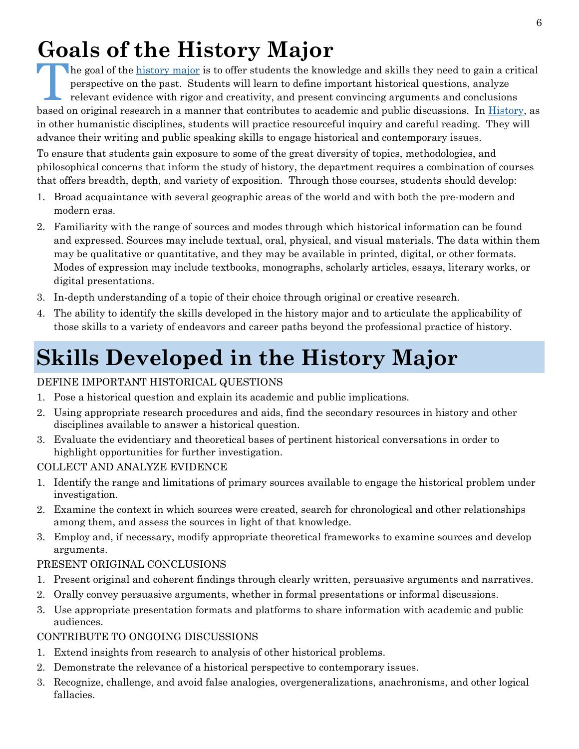# Goals of the History Major

The goal of the history major is to offer students the knowledge and skills they need to gain a critical perspective on the past. Students will learn to define important historical questions, analyze relevant evidence with rigor and creativity, and present convincing arguments and conclusions based on original research in a manner that contributes to academic and public discussions. In History, as in other humanistic disciplines, students will practice resourceful inquiry and careful reading. They will advance their writing and public speaking skills to engage historical and contemporary issues.

To ensure that students gain exposure to some of the great diversity of topics, methodologies, and philosophical concerns that inform the study of history, the department requires a combination of courses that offers breadth, depth, and variety of exposition. Through those courses, students should develop:

1. Broad acquaintance with several geographic areas of the world and with both the pre-modern and modern eras.
2. Familiarity with the range of sources and modes through which historical information can be found and expressed. Sources may include textual, oral, physical, and visual materials. The data within them may be qualitative or quantitative, and they may be available in printed, digital, or other formats. Modes of expression may include textbooks, monographs, scholarly articles, essays, literary works, or digital presentations.
3. In-depth understanding of a topic of their choice through original or creative research.
4. The ability to identify the skills developed in the history major and to articulate the applicability of those skills to a variety of endeavors and career paths beyond the professional practice of history.

# Skills Developed in the History Major

DEFINE IMPORTANT HISTORICAL QUESTIONS

1. Pose a historical question and explain its academic and public implications.
2. Using appropriate research procedures and aids, find the secondary resources in history and other disciplines available to answer a historical question.
3. Evaluate the evidentiary and theoretical bases of pertinent historical conversations in order to highlight opportunities for further investigation.

COLLECT AND ANALYZE EVIDENCE

1. Identify the range and limitations of primary sources available to engage the historical problem under investigation.
2. Examine the context in which sources were created, search for chronological and other relationships among them, and assess the sources in light of that knowledge.
3. Employ and, if necessary, modify appropriate theoretical frameworks to examine sources and develop arguments.

PRESENT ORIGINAL CONCLUSIONS

1. Present original and coherent findings through clearly written, persuasive arguments and narratives.
2. Orally convey persuasive arguments, whether in formal presentations or informal discussions.
3. Use appropriate presentation formats and platforms to share information with academic and public audiences.

CONTRIBUTE TO ONGOING DISCUSSIONS

1. Extend insights from research to analysis of other historical problems.
2. Demonstrate the relevance of a historical perspective to contemporary issues.
3. Recognize, challenge, and avoid false analogies, overgeneralizations, anachronisms, and other logical fallacies.